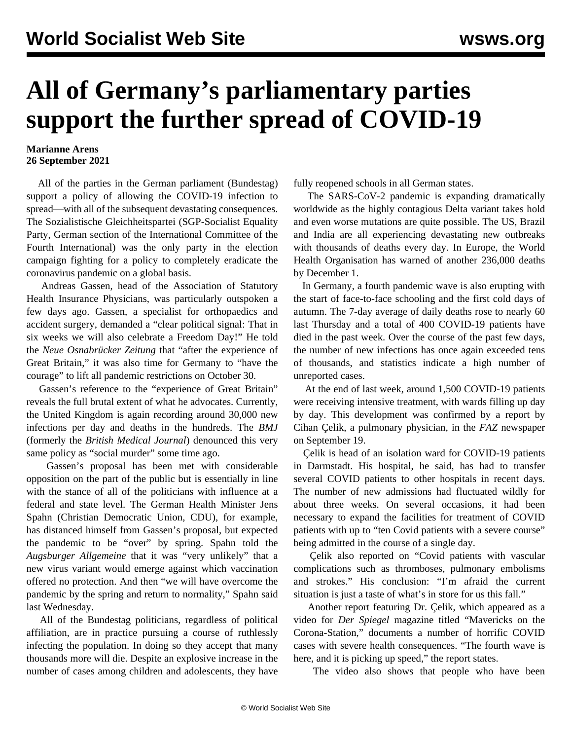# All of Germany's parliamentary parties support the further spread of COVID-19

**Marianne Arens**
**26 September 2021**

All of the parties in the German parliament (Bundestag) support a policy of allowing the COVID-19 infection to spread—with all of the subsequent devastating consequences. The Sozialistische Gleichheitspartei (SGP-Socialist Equality Party, German section of the International Committee of the Fourth International) was the only party in the election campaign fighting for a policy to completely eradicate the coronavirus pandemic on a global basis.

Andreas Gassen, head of the Association of Statutory Health Insurance Physicians, was particularly outspoken a few days ago. Gassen, a specialist for orthopaedics and accident surgery, demanded a "clear political signal: That in six weeks we will also celebrate a Freedom Day!" He told the *Neue Osnabrücker Zeitung* that "after the experience of Great Britain," it was also time for Germany to "have the courage" to lift all pandemic restrictions on October 30.

Gassen's reference to the "experience of Great Britain" reveals the full brutal extent of what he advocates. Currently, the United Kingdom is again recording around 30,000 new infections per day and deaths in the hundreds. The *BMJ* (formerly the *British Medical Journal*) denounced this very same policy as "social murder" some time ago.

Gassen's proposal has been met with considerable opposition on the part of the public but is essentially in line with the stance of all of the politicians with influence at a federal and state level. The German Health Minister Jens Spahn (Christian Democratic Union, CDU), for example, has distanced himself from Gassen's proposal, but expected the pandemic to be "over" by spring. Spahn told the *Augsburger Allgemeine* that it was "very unlikely" that a new virus variant would emerge against which vaccination offered no protection. And then "we will have overcome the pandemic by the spring and return to normality," Spahn said last Wednesday.

All of the Bundestag politicians, regardless of political affiliation, are in practice pursuing a course of ruthlessly infecting the population. In doing so they accept that many thousands more will die. Despite an explosive increase in the number of cases among children and adolescents, they have fully reopened schools in all German states.

The SARS-CoV-2 pandemic is expanding dramatically worldwide as the highly contagious Delta variant takes hold and even worse mutations are quite possible. The US, Brazil and India are all experiencing devastating new outbreaks with thousands of deaths every day. In Europe, the World Health Organisation has warned of another 236,000 deaths by December 1.

In Germany, a fourth pandemic wave is also erupting with the start of face-to-face schooling and the first cold days of autumn. The 7-day average of daily deaths rose to nearly 60 last Thursday and a total of 400 COVID-19 patients have died in the past week. Over the course of the past few days, the number of new infections has once again exceeded tens of thousands, and statistics indicate a high number of unreported cases.

At the end of last week, around 1,500 COVID-19 patients were receiving intensive treatment, with wards filling up day by day. This development was confirmed by a report by Cihan Çelik, a pulmonary physician, in the *FAZ* newspaper on September 19.

Çelik is head of an isolation ward for COVID-19 patients in Darmstadt. His hospital, he said, has had to transfer several COVID patients to other hospitals in recent days. The number of new admissions had fluctuated wildly for about three weeks. On several occasions, it had been necessary to expand the facilities for treatment of COVID patients with up to "ten Covid patients with a severe course" being admitted in the course of a single day.

Çelik also reported on "Covid patients with vascular complications such as thromboses, pulmonary embolisms and strokes." His conclusion: "I'm afraid the current situation is just a taste of what's in store for us this fall."

Another report featuring Dr. Çelik, which appeared as a video for *Der Spiegel* magazine titled "Mavericks on the Corona-Station," documents a number of horrific COVID cases with severe health consequences. "The fourth wave is here, and it is picking up speed," the report states.

The video also shows that people who have been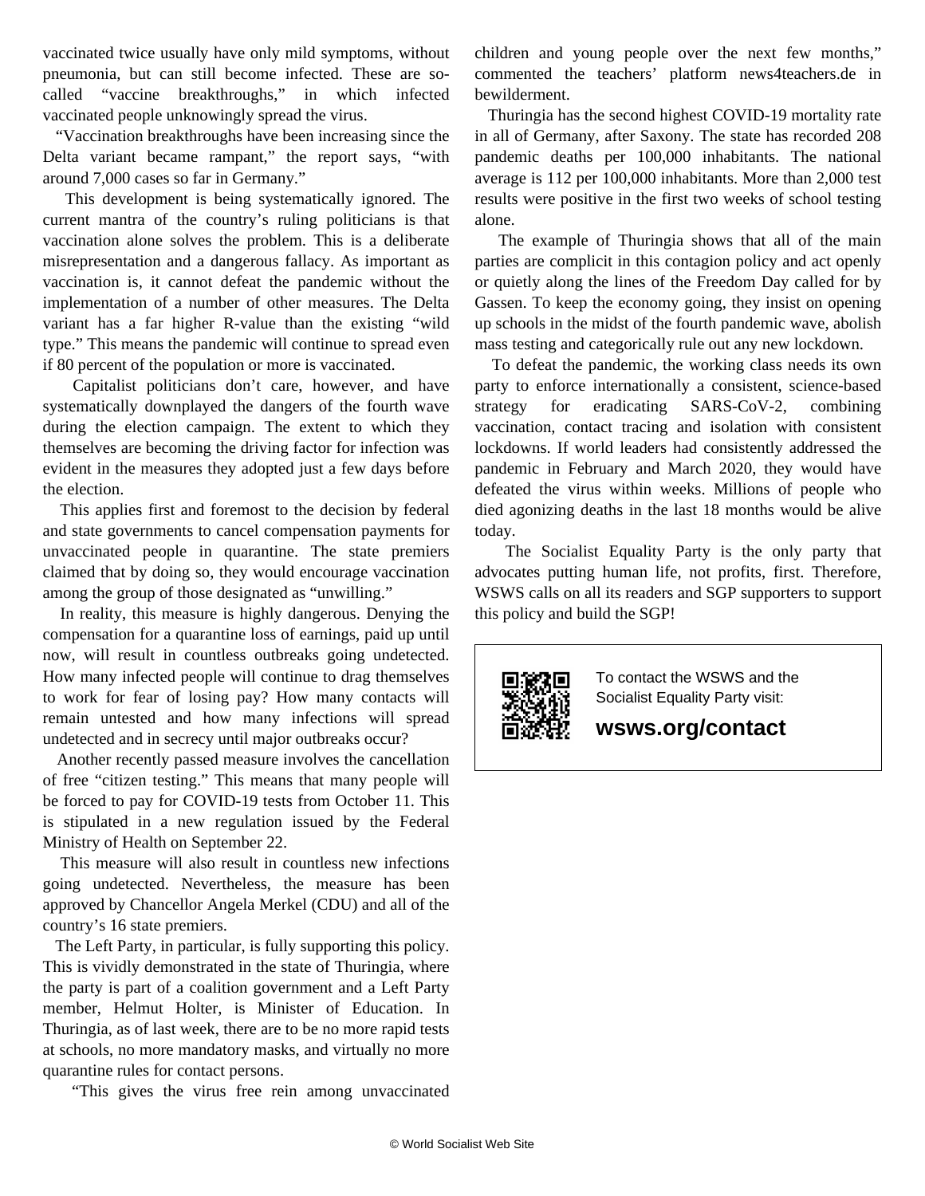vaccinated twice usually have only mild symptoms, without pneumonia, but can still become infected. These are so-called "vaccine breakthroughs," in which infected vaccinated people unknowingly spread the virus.

"Vaccination breakthroughs have been increasing since the Delta variant became rampant," the report says, "with around 7,000 cases so far in Germany."

This development is being systematically ignored. The current mantra of the country's ruling politicians is that vaccination alone solves the problem. This is a deliberate misrepresentation and a dangerous fallacy. As important as vaccination is, it cannot defeat the pandemic without the implementation of a number of other measures. The Delta variant has a far higher R-value than the existing "wild type." This means the pandemic will continue to spread even if 80 percent of the population or more is vaccinated.

Capitalist politicians don't care, however, and have systematically downplayed the dangers of the fourth wave during the election campaign. The extent to which they themselves are becoming the driving factor for infection was evident in the measures they adopted just a few days before the election.

This applies first and foremost to the decision by federal and state governments to cancel compensation payments for unvaccinated people in quarantine. The state premiers claimed that by doing so, they would encourage vaccination among the group of those designated as "unwilling."

In reality, this measure is highly dangerous. Denying the compensation for a quarantine loss of earnings, paid up until now, will result in countless outbreaks going undetected. How many infected people will continue to drag themselves to work for fear of losing pay? How many contacts will remain untested and how many infections will spread undetected and in secrecy until major outbreaks occur?

Another recently passed measure involves the cancellation of free "citizen testing." This means that many people will be forced to pay for COVID-19 tests from October 11. This is stipulated in a new regulation issued by the Federal Ministry of Health on September 22.

This measure will also result in countless new infections going undetected. Nevertheless, the measure has been approved by Chancellor Angela Merkel (CDU) and all of the country's 16 state premiers.

The Left Party, in particular, is fully supporting this policy. This is vividly demonstrated in the state of Thuringia, where the party is part of a coalition government and a Left Party member, Helmut Holter, is Minister of Education. In Thuringia, as of last week, there are to be no more rapid tests at schools, no more mandatory masks, and virtually no more quarantine rules for contact persons.

"This gives the virus free rein among unvaccinated children and young people over the next few months," commented the teachers' platform news4teachers.de in bewilderment.

Thuringia has the second highest COVID-19 mortality rate in all of Germany, after Saxony. The state has recorded 208 pandemic deaths per 100,000 inhabitants. The national average is 112 per 100,000 inhabitants. More than 2,000 test results were positive in the first two weeks of school testing alone.

The example of Thuringia shows that all of the main parties are complicit in this contagion policy and act openly or quietly along the lines of the Freedom Day called for by Gassen. To keep the economy going, they insist on opening up schools in the midst of the fourth pandemic wave, abolish mass testing and categorically rule out any new lockdown.

To defeat the pandemic, the working class needs its own party to enforce internationally a consistent, science-based strategy for eradicating SARS-CoV-2, combining vaccination, contact tracing and isolation with consistent lockdowns. If world leaders had consistently addressed the pandemic in February and March 2020, they would have defeated the virus within weeks. Millions of people who died agonizing deaths in the last 18 months would be alive today.

The Socialist Equality Party is the only party that advocates putting human life, not profits, first. Therefore, WSWS calls on all its readers and SGP supporters to support this policy and build the SGP!

To contact the WSWS and the Socialist Equality Party visit:

**wsws.org/contact**